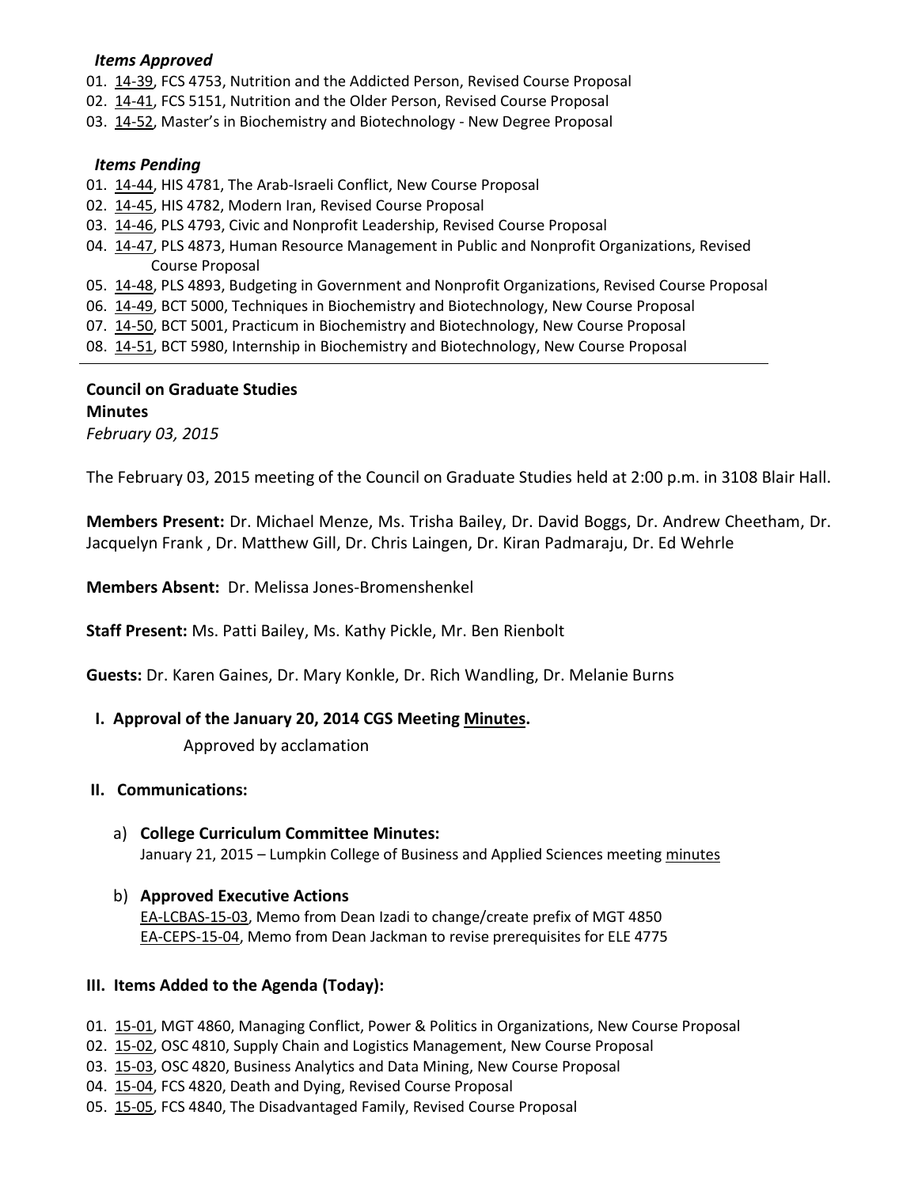***Items Approved***

01. 14-39, FCS 4753, Nutrition and the Addicted Person, Revised Course Proposal
02. 14-41, FCS 5151, Nutrition and the Older Person, Revised Course Proposal
03. 14-52, Master's in Biochemistry and Biotechnology - New Degree Proposal

***Items Pending***

01. 14-44, HIS 4781, The Arab-Israeli Conflict, New Course Proposal
02. 14-45, HIS 4782, Modern Iran, Revised Course Proposal
03. 14-46, PLS 4793, Civic and Nonprofit Leadership, Revised Course Proposal
04. 14-47, PLS 4873, Human Resource Management in Public and Nonprofit Organizations, Revised Course Proposal
05. 14-48, PLS 4893, Budgeting in Government and Nonprofit Organizations, Revised Course Proposal
06. 14-49, BCT 5000, Techniques in Biochemistry and Biotechnology, New Course Proposal
07. 14-50, BCT 5001, Practicum in Biochemistry and Biotechnology, New Course Proposal
08. 14-51, BCT 5980, Internship in Biochemistry and Biotechnology, New Course Proposal

---

**Council on Graduate Studies**
**Minutes**
*February 03, 2015*

The February 03, 2015 meeting of the Council on Graduate Studies held at 2:00 p.m. in 3108 Blair Hall.

**Members Present:** Dr. Michael Menze, Ms. Trisha Bailey, Dr. David Boggs, Dr. Andrew Cheetham, Dr. Jacquelyn Frank , Dr. Matthew Gill, Dr. Chris Laingen, Dr. Kiran Padmaraju, Dr. Ed Wehrle

**Members Absent:** Dr. Melissa Jones-Bromenshenkel

**Staff Present:** Ms. Patti Bailey, Ms. Kathy Pickle, Mr. Ben Rienbolt

**Guests:** Dr. Karen Gaines, Dr. Mary Konkle, Dr. Rich Wandling, Dr. Melanie Burns

**I. Approval of the January 20, 2014 CGS Meeting Minutes.**

Approved by acclamation

**II. Communications:**

a) **College Curriculum Committee Minutes:**
January 21, 2015 – Lumpkin College of Business and Applied Sciences meeting minutes

b) **Approved Executive Actions**
EA-LCBAS-15-03, Memo from Dean Izadi to change/create prefix of MGT 4850
EA-CEPS-15-04, Memo from Dean Jackman to revise prerequisites for ELE 4775

**III. Items Added to the Agenda (Today):**

01. 15-01, MGT 4860, Managing Conflict, Power & Politics in Organizations, New Course Proposal
02. 15-02, OSC 4810, Supply Chain and Logistics Management, New Course Proposal
03. 15-03, OSC 4820, Business Analytics and Data Mining, New Course Proposal
04. 15-04, FCS 4820, Death and Dying, Revised Course Proposal
05. 15-05, FCS 4840, The Disadvantaged Family, Revised Course Proposal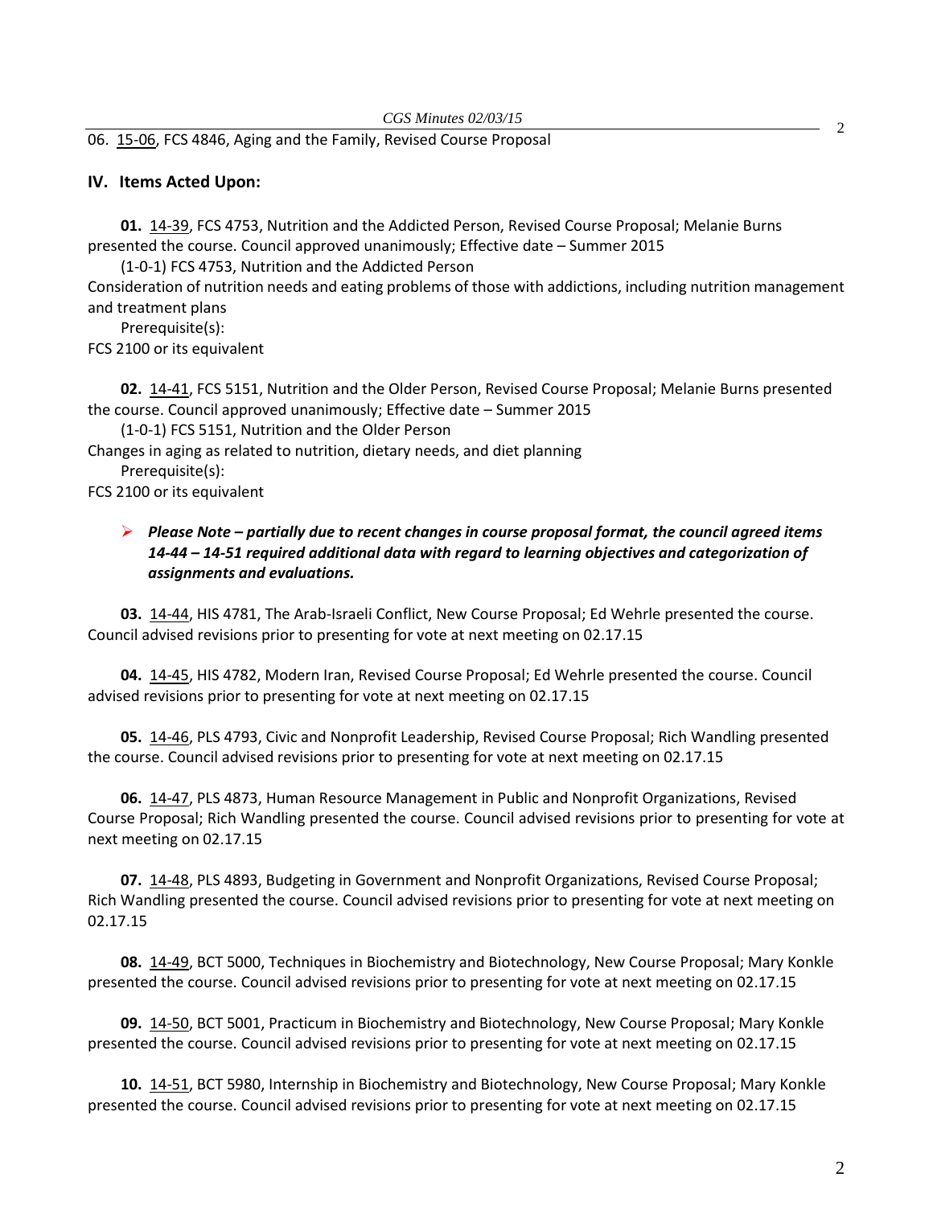06. 15-06, FCS 4846, Aging and the Family, Revised Course Proposal

## IV. Items Acted Upon:

**01.** 14-39, FCS 4753, Nutrition and the Addicted Person, Revised Course Proposal; Melanie Burns presented the course. Council approved unanimously; Effective date – Summer 2015

(1-0-1) FCS 4753, Nutrition and the Addicted Person

Consideration of nutrition needs and eating problems of those with addictions, including nutrition management and treatment plans

Prerequisite(s):

FCS 2100 or its equivalent

**02.** 14-41, FCS 5151, Nutrition and the Older Person, Revised Course Proposal; Melanie Burns presented the course. Council approved unanimously; Effective date – Summer 2015

(1-0-1) FCS 5151, Nutrition and the Older Person

Changes in aging as related to nutrition, dietary needs, and diet planning

Prerequisite(s):

FCS 2100 or its equivalent

- ***Please Note – partially due to recent changes in course proposal format, the council agreed items 14-44 – 14-51 required additional data with regard to learning objectives and categorization of assignments and evaluations.***

**03.** 14-44, HIS 4781, The Arab-Israeli Conflict, New Course Proposal; Ed Wehrle presented the course. Council advised revisions prior to presenting for vote at next meeting on 02.17.15

**04.** 14-45, HIS 4782, Modern Iran, Revised Course Proposal; Ed Wehrle presented the course. Council advised revisions prior to presenting for vote at next meeting on 02.17.15

**05.** 14-46, PLS 4793, Civic and Nonprofit Leadership, Revised Course Proposal; Rich Wandling presented the course. Council advised revisions prior to presenting for vote at next meeting on 02.17.15

**06.** 14-47, PLS 4873, Human Resource Management in Public and Nonprofit Organizations, Revised Course Proposal; Rich Wandling presented the course. Council advised revisions prior to presenting for vote at next meeting on 02.17.15

**07.** 14-48, PLS 4893, Budgeting in Government and Nonprofit Organizations, Revised Course Proposal; Rich Wandling presented the course. Council advised revisions prior to presenting for vote at next meeting on 02.17.15

**08.** 14-49, BCT 5000, Techniques in Biochemistry and Biotechnology, New Course Proposal; Mary Konkle presented the course. Council advised revisions prior to presenting for vote at next meeting on 02.17.15

**09.** 14-50, BCT 5001, Practicum in Biochemistry and Biotechnology, New Course Proposal; Mary Konkle presented the course. Council advised revisions prior to presenting for vote at next meeting on 02.17.15

**10.** 14-51, BCT 5980, Internship in Biochemistry and Biotechnology, New Course Proposal; Mary Konkle presented the course. Council advised revisions prior to presenting for vote at next meeting on 02.17.15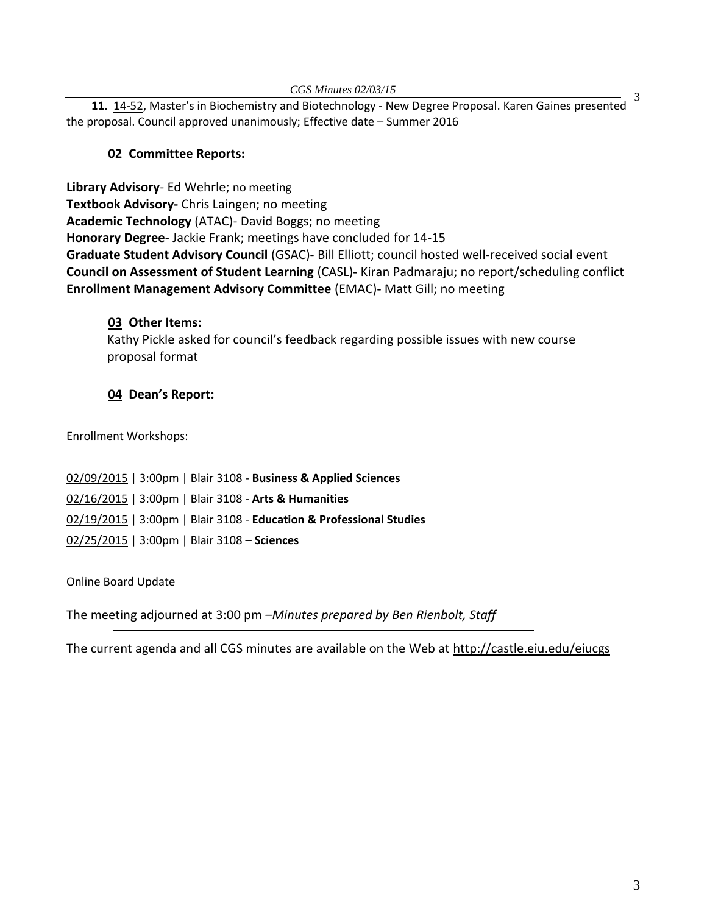**11.** 14-52, Master's in Biochemistry and Biotechnology - New Degree Proposal. Karen Gaines presented the proposal. Council approved unanimously; Effective date – Summer 2016

### 02 Committee Reports:

**Library Advisory**- Ed Wehrle; no meeting
**Textbook Advisory-** Chris Laingen; no meeting
**Academic Technology** (ATAC)- David Boggs; no meeting
**Honorary Degree**- Jackie Frank; meetings have concluded for 14-15
**Graduate Student Advisory Council** (GSAC)- Bill Elliott; council hosted well-received social event
**Council on Assessment of Student Learning** (CASL)**-** Kiran Padmaraju; no report/scheduling conflict
**Enrollment Management Advisory Committee** (EMAC)**-** Matt Gill; no meeting

### 03 Other Items:

Kathy Pickle asked for council's feedback regarding possible issues with new course proposal format

### 04 Dean's Report:

Enrollment Workshops:

02/09/2015 | 3:00pm | Blair 3108 - **Business & Applied Sciences**
02/16/2015 | 3:00pm | Blair 3108 - **Arts & Humanities**
02/19/2015 | 3:00pm | Blair 3108 - **Education & Professional Studies**
02/25/2015 | 3:00pm | Blair 3108 – **Sciences**

Online Board Update

The meeting adjourned at 3:00 pm –*Minutes prepared by Ben Rienbolt, Staff*

---

The current agenda and all CGS minutes are available on the Web at http://castle.eiu.edu/eiucgs